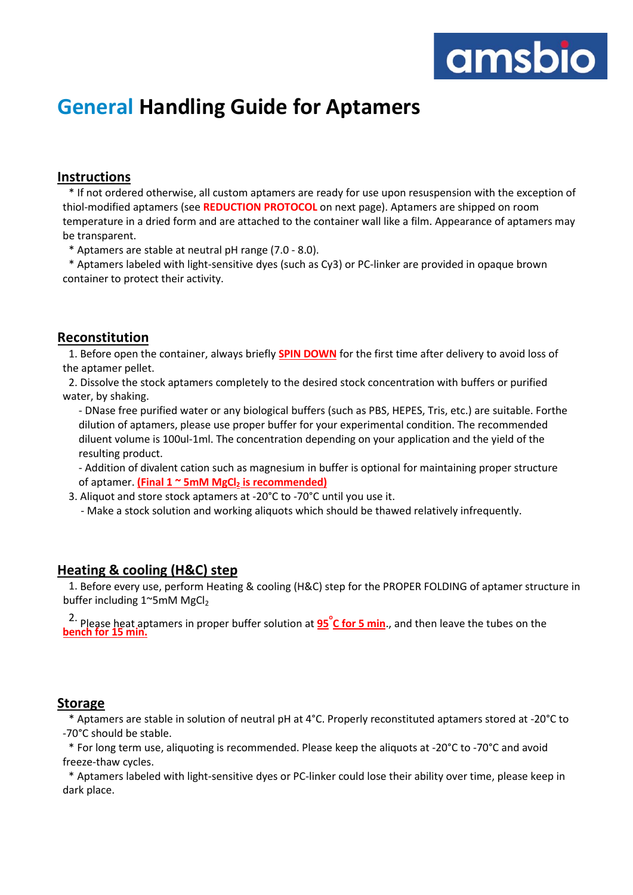# General Handling Guide for Aptamers

## Instructions

* If not ordered otherwise, all custom aptamers are ready for use upon resuspension with the exception of thiol-modified aptamers (see **REDUCTION PROTOCOL** on next page). Aptamers are shipped on room temperature in a dried form and are attached to the container wall like a film. Appearance of aptamers may be transparent.
* Aptamers are stable at neutral pH range (7.0 - 8.0).
* Aptamers labeled with light-sensitive dyes (such as Cy3) or PC-linker are provided in opaque brown container to protect their activity.

## Reconstitution

1. Before open the container, always briefly **SPIN DOWN** for the first time after delivery to avoid loss of the aptamer pellet.
2. Dissolve the stock aptamers completely to the desired stock concentration with buffers or purified water, by shaking.
   - DNase free purified water or any biological buffers (such as PBS, HEPES, Tris, etc.) are suitable. Forthe dilution of aptamers, please use proper buffer for your experimental condition. The recommended diluent volume is 100ul-1ml. The concentration depending on your application and the yield of the resulting product.
   - Addition of divalent cation such as magnesium in buffer is optional for maintaining proper structure of aptamer. **(Final 1 ~ 5mM $MgCl_2$ is recommended)**
3. Aliquot and store stock aptamers at -20°C to -70°C until you use it.
   - Make a stock solution and working aliquots which should be thawed relatively infrequently.

## Heating & cooling (H&C) step

1. Before every use, perform Heating & cooling (H&C) step for the PROPER FOLDING of aptamer structure in buffer including 1~5mM $MgCl_2$
2. Please heat aptamers in proper buffer solution at **95°C for 5 min**., and then leave the tubes on the **bench for 15 min.**

## Storage

* Aptamers are stable in solution of neutral pH at 4°C. Properly reconstituted aptamers stored at -20°C to -70°C should be stable.
* For long term use, aliquoting is recommended. Please keep the aliquots at -20°C to -70°C and avoid freeze-thaw cycles.
* Aptamers labeled with light-sensitive dyes or PC-linker could lose their ability over time, please keep in dark place.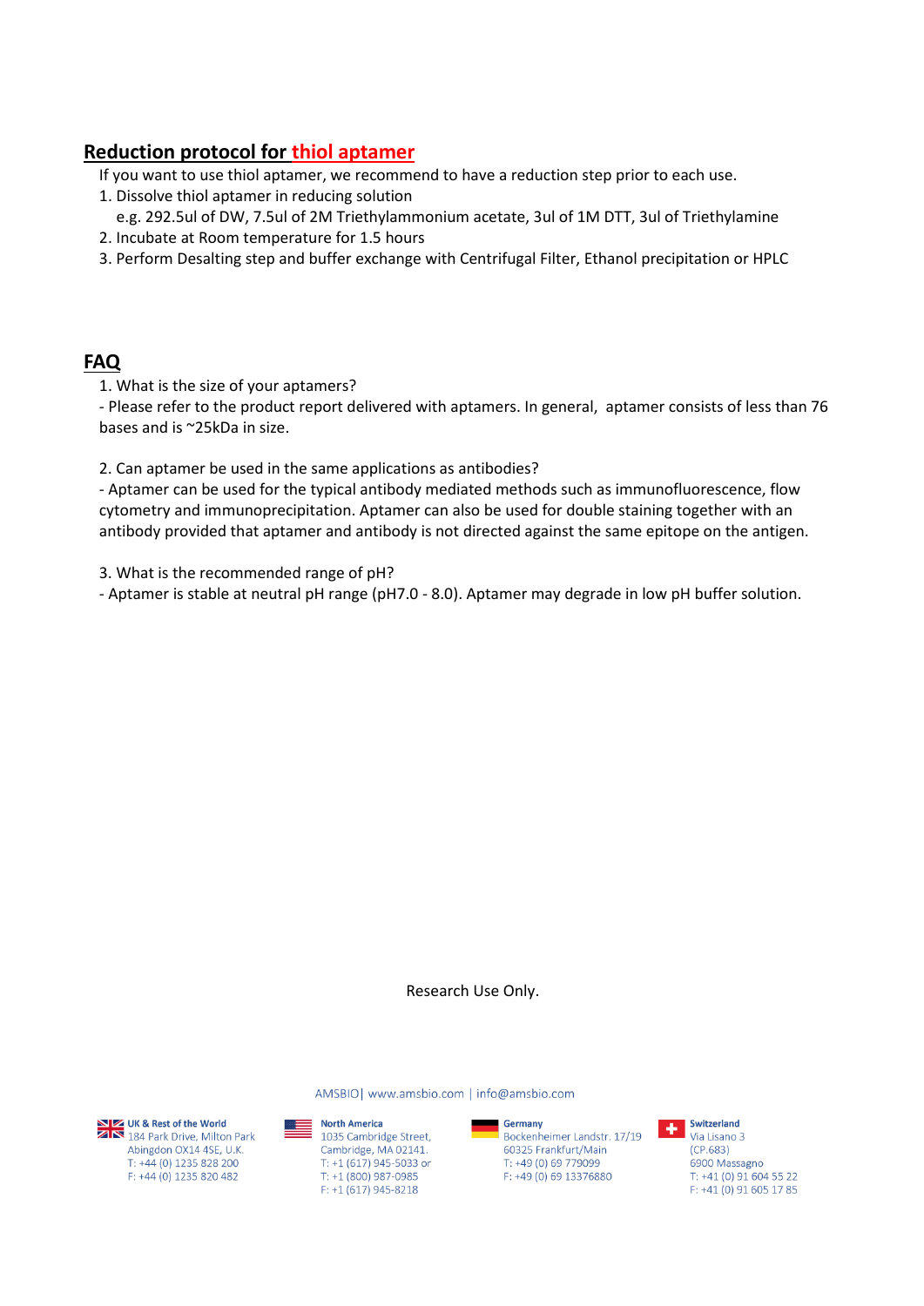## Reduction protocol for thiol aptamer

If you want to use thiol aptamer, we recommend to have a reduction step prior to each use.

1. Dissolve thiol aptamer in reducing solution
   e.g. 292.5ul of DW, 7.5ul of 2M Triethylammonium acetate, 3ul of 1M DTT, 3ul of Triethylamine
2. Incubate at Room temperature for 1.5 hours
3. Perform Desalting step and buffer exchange with Centrifugal Filter, Ethanol precipitation or HPLC

## FAQ

1. What is the size of your aptamers?

- Please refer to the product report delivered with aptamers. In general, aptamer consists of less than 76 bases and is ~25kDa in size.

2. Can aptamer be used in the same applications as antibodies?

- Aptamer can be used for the typical antibody mediated methods such as immunofluorescence, flow cytometry and immunoprecipitation. Aptamer can also be used for double staining together with an antibody provided that aptamer and antibody is not directed against the same epitope on the antigen.

3. What is the recommended range of pH?

- Aptamer is stable at neutral pH range (pH7.0 - 8.0). Aptamer may degrade in low pH buffer solution.

Research Use Only.

AMSBIO| www.amsbio.com | info@amsbio.com

**UK & Rest of the World**
184 Park Drive, Milton Park
Abingdon OX14 4SE, U.K.
T: +44 (0) 1235 828 200
F: +44 (0) 1235 820 482

**North America**
1035 Cambridge Street,
Cambridge, MA 02141.
T: +1 (617) 945-5033 or
T: +1 (800) 987-0985
F: +1 (617) 945-8218

**Germany**
Bockenheimer Landstr. 17/19
60325 Frankfurt/Main
T: +49 (0) 69 779099
F: +49 (0) 69 13376880

**Switzerland**
Via Lisano 3
(CP.683)
6900 Massagno
T: +41 (0) 91 604 55 22
F: +41 (0) 91 605 17 85